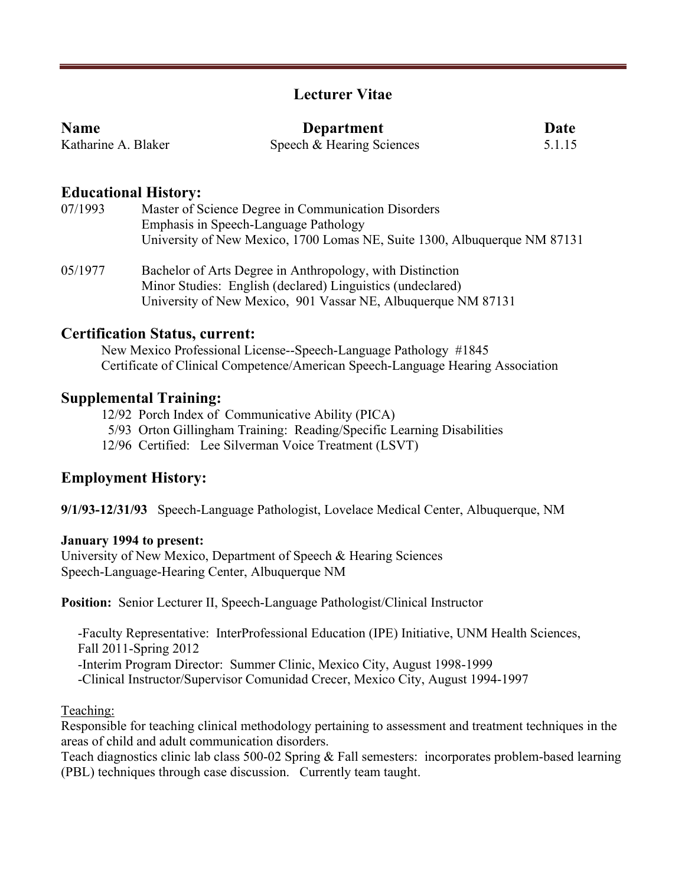# Lecturer Vitae

| **Name** | **Department** | **Date** |
| --- | --- | --- |
| Katharine A. Blaker | Speech & Hearing Sciences | 5.1.15 |

## Educational History:

07/1993 Master of Science Degree in Communication Disorders
Emphasis in Speech-Language Pathology
University of New Mexico, 1700 Lomas NE, Suite 1300, Albuquerque NM 87131

05/1977 Bachelor of Arts Degree in Anthropology, with Distinction
Minor Studies: English (declared) Linguistics (undeclared)
University of New Mexico, 901 Vassar NE, Albuquerque NM 87131

## Certification Status, current:

New Mexico Professional License--Speech-Language Pathology #1845
Certificate of Clinical Competence/American Speech-Language Hearing Association

## Supplemental Training:

12/92 Porch Index of Communicative Ability (PICA)
5/93 Orton Gillingham Training: Reading/Specific Learning Disabilities
12/96 Certified: Lee Silverman Voice Treatment (LSVT)

## Employment History:

**9/1/93-12/31/93** Speech-Language Pathologist, Lovelace Medical Center, Albuquerque, NM

**January 1994 to present:**
University of New Mexico, Department of Speech & Hearing Sciences
Speech-Language-Hearing Center, Albuquerque NM

**Position:** Senior Lecturer II, Speech-Language Pathologist/Clinical Instructor

-Faculty Representative: InterProfessional Education (IPE) Initiative, UNM Health Sciences, Fall 2011-Spring 2012
-Interim Program Director: Summer Clinic, Mexico City, August 1998-1999
-Clinical Instructor/Supervisor Comunidad Crecer, Mexico City, August 1994-1997

Teaching:
Responsible for teaching clinical methodology pertaining to assessment and treatment techniques in the areas of child and adult communication disorders.
Teach diagnostics clinic lab class 500-02 Spring & Fall semesters: incorporates problem-based learning (PBL) techniques through case discussion. Currently team taught.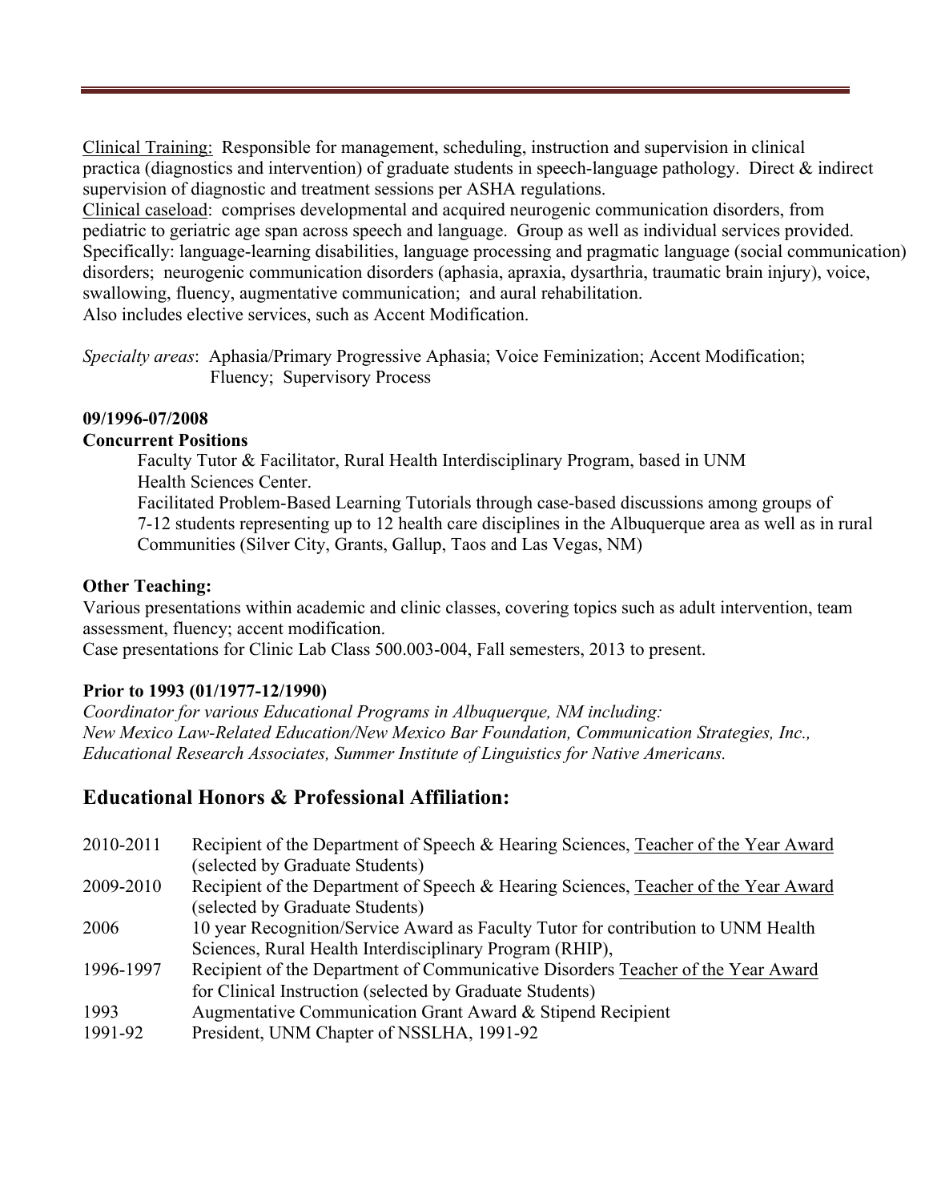Clinical Training: Responsible for management, scheduling, instruction and supervision in clinical practica (diagnostics and intervention) of graduate students in speech-language pathology. Direct & indirect supervision of diagnostic and treatment sessions per ASHA regulations.

Clinical caseload: comprises developmental and acquired neurogenic communication disorders, from pediatric to geriatric age span across speech and language. Group as well as individual services provided. Specifically: language-learning disabilities, language processing and pragmatic language (social communication) disorders; neurogenic communication disorders (aphasia, apraxia, dysarthria, traumatic brain injury), voice, swallowing, fluency, augmentative communication; and aural rehabilitation.

Also includes elective services, such as Accent Modification.

*Specialty areas*: Aphasia/Primary Progressive Aphasia; Voice Feminization; Accent Modification; Fluency; Supervisory Process

**09/1996-07/2008**

**Concurrent Positions**

Faculty Tutor & Facilitator, Rural Health Interdisciplinary Program, based in UNM Health Sciences Center.

Facilitated Problem-Based Learning Tutorials through case-based discussions among groups of 7-12 students representing up to 12 health care disciplines in the Albuquerque area as well as in rural Communities (Silver City, Grants, Gallup, Taos and Las Vegas, NM)

**Other Teaching:**

Various presentations within academic and clinic classes, covering topics such as adult intervention, team assessment, fluency; accent modification.

Case presentations for Clinic Lab Class 500.003-004, Fall semesters, 2013 to present.

**Prior to 1993 (01/1977-12/1990)**

*Coordinator for various Educational Programs in Albuquerque, NM including:*
*New Mexico Law-Related Education/New Mexico Bar Foundation, Communication Strategies, Inc., Educational Research Associates, Summer Institute of Linguistics for Native Americans.*

## Educational Honors & Professional Affiliation:

| | |
|---|---|
| 2010-2011 | Recipient of the Department of Speech & Hearing Sciences, Teacher of the Year Award (selected by Graduate Students) |
| 2009-2010 | Recipient of the Department of Speech & Hearing Sciences, Teacher of the Year Award (selected by Graduate Students) |
| 2006 | 10 year Recognition/Service Award as Faculty Tutor for contribution to UNM Health Sciences, Rural Health Interdisciplinary Program (RHIP), |
| 1996-1997 | Recipient of the Department of Communicative Disorders Teacher of the Year Award for Clinical Instruction (selected by Graduate Students) |
| 1993 | Augmentative Communication Grant Award & Stipend Recipient |
| 1991-92 | President, UNM Chapter of NSSLHA, 1991-92 |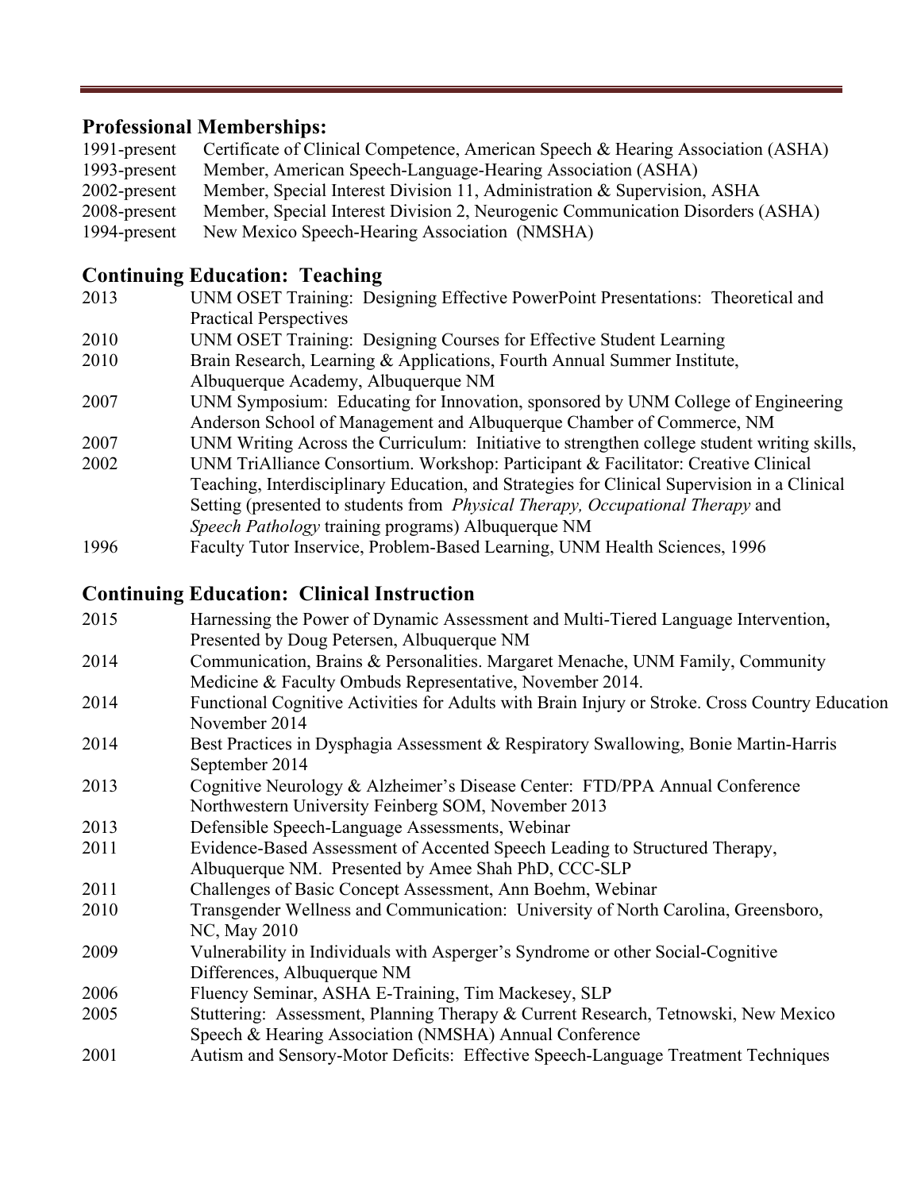## Professional Memberships:

| | |
|---|---|
| 1991-present | Certificate of Clinical Competence, American Speech & Hearing Association (ASHA) |
| 1993-present | Member, American Speech-Language-Hearing Association (ASHA) |
| 2002-present | Member, Special Interest Division 11, Administration & Supervision, ASHA |
| 2008-present | Member, Special Interest Division 2, Neurogenic Communication Disorders (ASHA) |
| 1994-present | New Mexico Speech-Hearing Association (NMSHA) |

## Continuing Education: Teaching

| | |
|---|---|
| 2013 | UNM OSET Training: Designing Effective PowerPoint Presentations: Theoretical and Practical Perspectives |
| 2010 | UNM OSET Training: Designing Courses for Effective Student Learning |
| 2010 | Brain Research, Learning & Applications, Fourth Annual Summer Institute, Albuquerque Academy, Albuquerque NM |
| 2007 | UNM Symposium: Educating for Innovation, sponsored by UNM College of Engineering Anderson School of Management and Albuquerque Chamber of Commerce, NM |
| 2007 | UNM Writing Across the Curriculum: Initiative to strengthen college student writing skills, |
| 2002 | UNM TriAlliance Consortium. Workshop: Participant & Facilitator: Creative Clinical Teaching, Interdisciplinary Education, and Strategies for Clinical Supervision in a Clinical Setting (presented to students from *Physical Therapy, Occupational Therapy* and *Speech Pathology* training programs) Albuquerque NM |
| 1996 | Faculty Tutor Inservice, Problem-Based Learning, UNM Health Sciences, 1996 |

## Continuing Education: Clinical Instruction

| | |
|---|---|
| 2015 | Harnessing the Power of Dynamic Assessment and Multi-Tiered Language Intervention, Presented by Doug Petersen, Albuquerque NM |
| 2014 | Communication, Brains & Personalities. Margaret Menache, UNM Family, Community Medicine & Faculty Ombuds Representative, November 2014. |
| 2014 | Functional Cognitive Activities for Adults with Brain Injury or Stroke. Cross Country Education November 2014 |
| 2014 | Best Practices in Dysphagia Assessment & Respiratory Swallowing, Bonie Martin-Harris September 2014 |
| 2013 | Cognitive Neurology & Alzheimer's Disease Center: FTD/PPA Annual Conference Northwestern University Feinberg SOM, November 2013 |
| 2013 | Defensible Speech-Language Assessments, Webinar |
| 2011 | Evidence-Based Assessment of Accented Speech Leading to Structured Therapy, Albuquerque NM. Presented by Amee Shah PhD, CCC-SLP |
| 2011 | Challenges of Basic Concept Assessment, Ann Boehm, Webinar |
| 2010 | Transgender Wellness and Communication: University of North Carolina, Greensboro, NC, May 2010 |
| 2009 | Vulnerability in Individuals with Asperger's Syndrome or other Social-Cognitive Differences, Albuquerque NM |
| 2006 | Fluency Seminar, ASHA E-Training, Tim Mackesey, SLP |
| 2005 | Stuttering: Assessment, Planning Therapy & Current Research, Tetnowski, New Mexico Speech & Hearing Association (NMSHA) Annual Conference |
| 2001 | Autism and Sensory-Motor Deficits: Effective Speech-Language Treatment Techniques |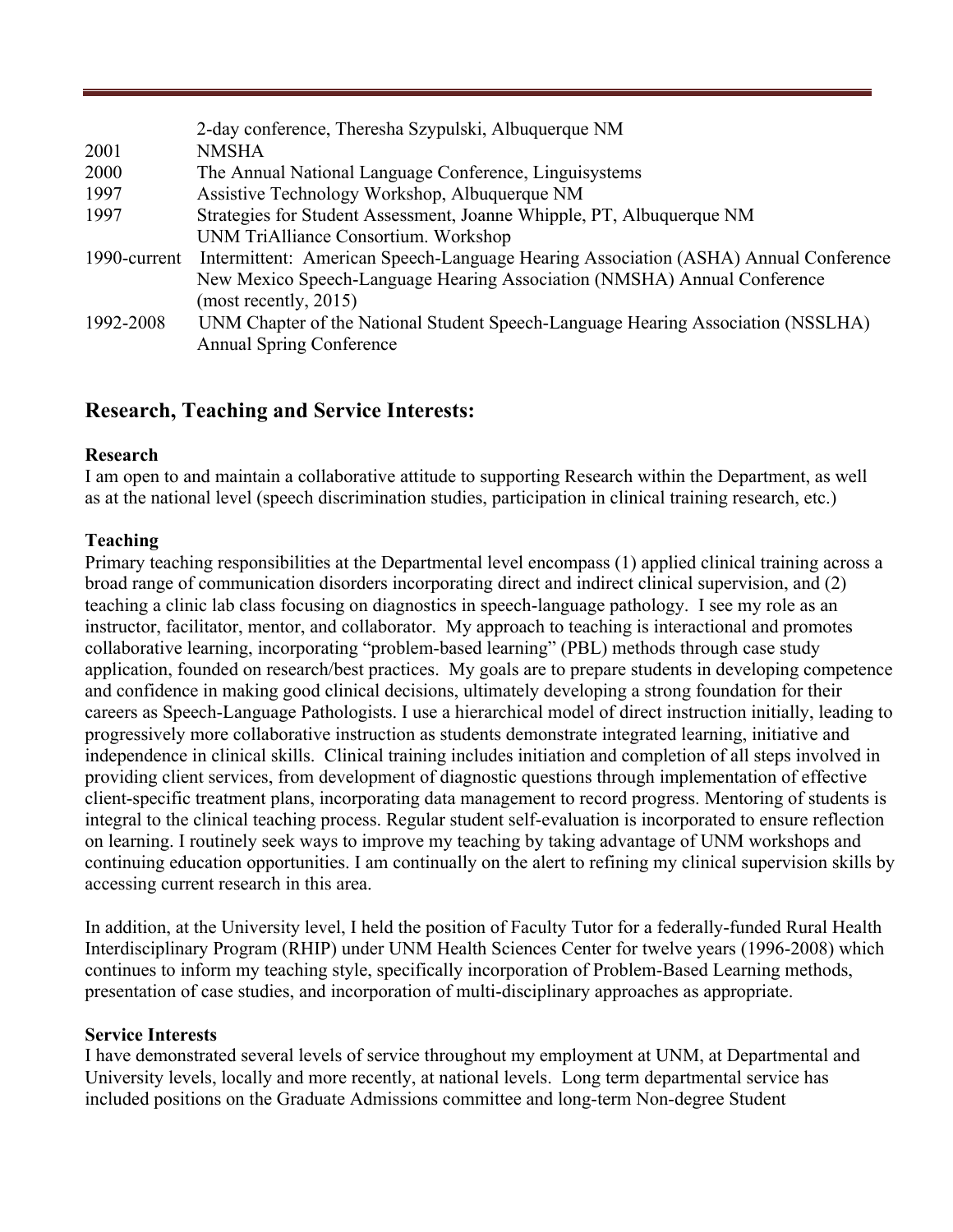| | |
|---|---|
| | 2-day conference, Theresha Szypulski, Albuquerque NM |
| 2001 | NMSHA |
| 2000 | The Annual National Language Conference, Linguisystems |
| 1997 | Assistive Technology Workshop, Albuquerque NM |
| 1997 | Strategies for Student Assessment, Joanne Whipple, PT, Albuquerque NM<br>UNM TriAlliance Consortium. Workshop |
| 1990-current | Intermittent: American Speech-Language Hearing Association (ASHA) Annual Conference<br>New Mexico Speech-Language Hearing Association (NMSHA) Annual Conference<br>(most recently, 2015) |
| 1992-2008 | UNM Chapter of the National Student Speech-Language Hearing Association (NSSLHA)<br>Annual Spring Conference |

## Research, Teaching and Service Interests:

**Research**

I am open to and maintain a collaborative attitude to supporting Research within the Department, as well as at the national level (speech discrimination studies, participation in clinical training research, etc.)

**Teaching**

Primary teaching responsibilities at the Departmental level encompass (1) applied clinical training across a broad range of communication disorders incorporating direct and indirect clinical supervision, and (2) teaching a clinic lab class focusing on diagnostics in speech-language pathology. I see my role as an instructor, facilitator, mentor, and collaborator. My approach to teaching is interactional and promotes collaborative learning, incorporating "problem-based learning" (PBL) methods through case study application, founded on research/best practices. My goals are to prepare students in developing competence and confidence in making good clinical decisions, ultimately developing a strong foundation for their careers as Speech-Language Pathologists. I use a hierarchical model of direct instruction initially, leading to progressively more collaborative instruction as students demonstrate integrated learning, initiative and independence in clinical skills. Clinical training includes initiation and completion of all steps involved in providing client services, from development of diagnostic questions through implementation of effective client-specific treatment plans, incorporating data management to record progress. Mentoring of students is integral to the clinical teaching process. Regular student self-evaluation is incorporated to ensure reflection on learning. I routinely seek ways to improve my teaching by taking advantage of UNM workshops and continuing education opportunities. I am continually on the alert to refining my clinical supervision skills by accessing current research in this area.

In addition, at the University level, I held the position of Faculty Tutor for a federally-funded Rural Health Interdisciplinary Program (RHIP) under UNM Health Sciences Center for twelve years (1996-2008) which continues to inform my teaching style, specifically incorporation of Problem-Based Learning methods, presentation of case studies, and incorporation of multi-disciplinary approaches as appropriate.

**Service Interests**

I have demonstrated several levels of service throughout my employment at UNM, at Departmental and University levels, locally and more recently, at national levels. Long term departmental service has included positions on the Graduate Admissions committee and long-term Non-degree Student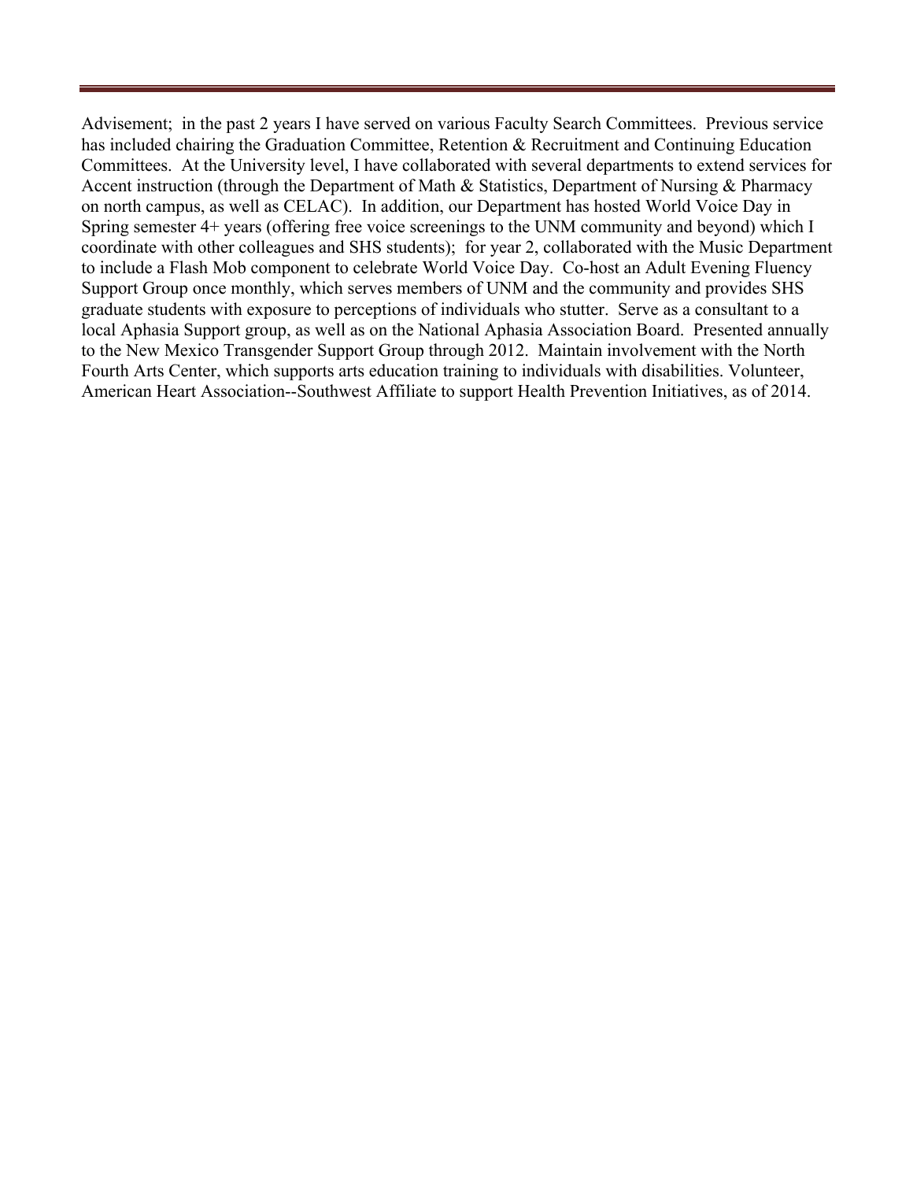Advisement;  in the past 2 years I have served on various Faculty Search Committees.  Previous service has included chairing the Graduation Committee, Retention & Recruitment and Continuing Education Committees.  At the University level, I have collaborated with several departments to extend services for Accent instruction (through the Department of Math & Statistics, Department of Nursing & Pharmacy on north campus, as well as CELAC).  In addition, our Department has hosted World Voice Day in Spring semester 4+ years (offering free voice screenings to the UNM community and beyond) which I coordinate with other colleagues and SHS students);  for year 2, collaborated with the Music Department to include a Flash Mob component to celebrate World Voice Day.  Co-host an Adult Evening Fluency Support Group once monthly, which serves members of UNM and the community and provides SHS graduate students with exposure to perceptions of individuals who stutter.  Serve as a consultant to a local Aphasia Support group, as well as on the National Aphasia Association Board.  Presented annually to the New Mexico Transgender Support Group through 2012.  Maintain involvement with the North Fourth Arts Center, which supports arts education training to individuals with disabilities. Volunteer, American Heart Association--Southwest Affiliate to support Health Prevention Initiatives, as of 2014.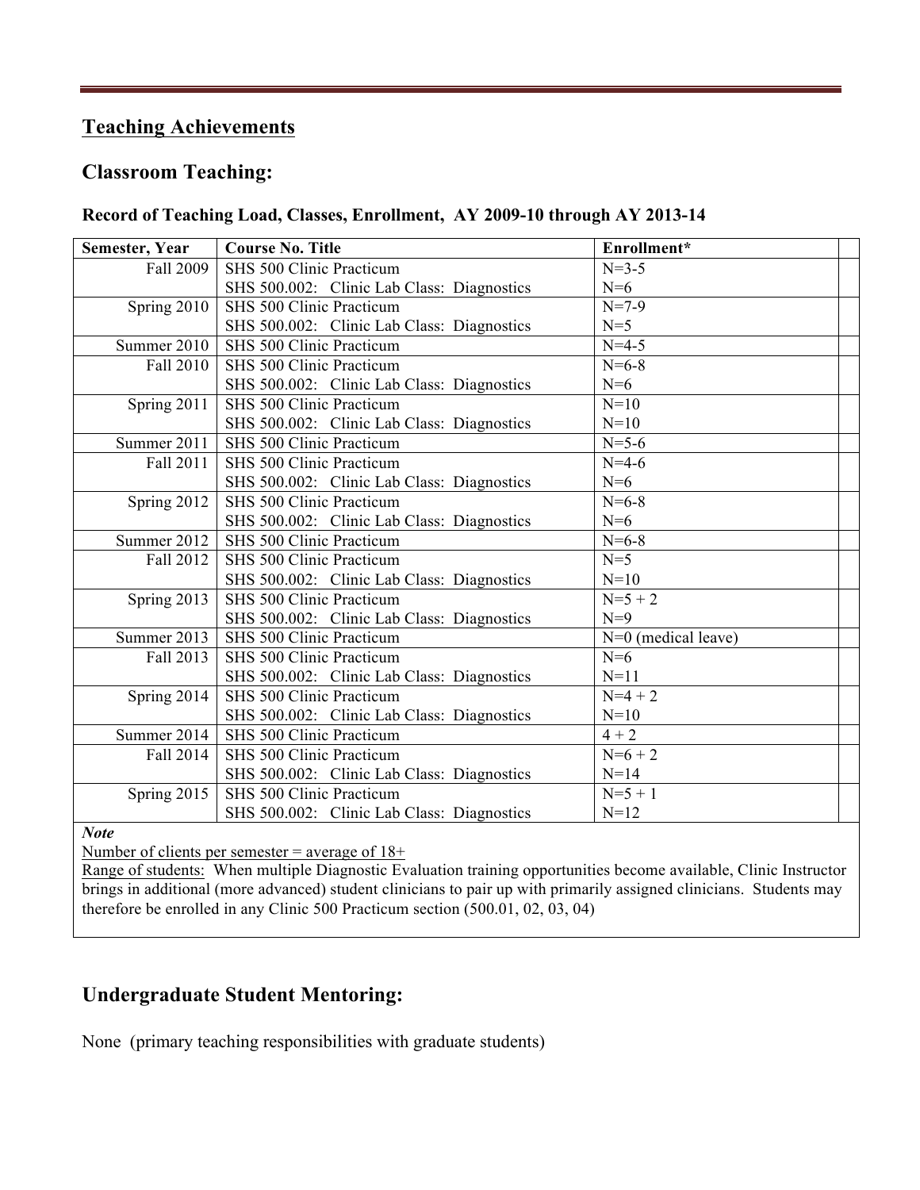## Teaching Achievements

### Classroom Teaching:

**Record of Teaching Load, Classes, Enrollment, AY 2009-10 through AY 2013-14**

| Semester, Year | Course No. Title | Enrollment* | |
|---|---|---|---|
| Fall 2009 | SHS 500 Clinic Practicum | N=3-5 | |
| | SHS 500.002: Clinic Lab Class: Diagnostics | N=6 | |
| Spring 2010 | SHS 500 Clinic Practicum | N=7-9 | |
| | SHS 500.002: Clinic Lab Class: Diagnostics | N=5 | |
| Summer 2010 | SHS 500 Clinic Practicum | N=4-5 | |
| Fall 2010 | SHS 500 Clinic Practicum | N=6-8 | |
| | SHS 500.002: Clinic Lab Class: Diagnostics | N=6 | |
| Spring 2011 | SHS 500 Clinic Practicum | N=10 | |
| | SHS 500.002: Clinic Lab Class: Diagnostics | N=10 | |
| Summer 2011 | SHS 500 Clinic Practicum | N=5-6 | |
| Fall 2011 | SHS 500 Clinic Practicum | N=4-6 | |
| | SHS 500.002: Clinic Lab Class: Diagnostics | N=6 | |
| Spring 2012 | SHS 500 Clinic Practicum | N=6-8 | |
| | SHS 500.002: Clinic Lab Class: Diagnostics | N=6 | |
| Summer 2012 | SHS 500 Clinic Practicum | N=6-8 | |
| Fall 2012 | SHS 500 Clinic Practicum | N=5 | |
| | SHS 500.002: Clinic Lab Class: Diagnostics | N=10 | |
| Spring 2013 | SHS 500 Clinic Practicum | N=5 + 2 | |
| | SHS 500.002: Clinic Lab Class: Diagnostics | N=9 | |
| Summer 2013 | SHS 500 Clinic Practicum | N=0 (medical leave) | |
| Fall 2013 | SHS 500 Clinic Practicum | N=6 | |
| | SHS 500.002: Clinic Lab Class: Diagnostics | N=11 | |
| Spring 2014 | SHS 500 Clinic Practicum | N=4 + 2 | |
| | SHS 500.002: Clinic Lab Class: Diagnostics | N=10 | |
| Summer 2014 | SHS 500 Clinic Practicum | 4 + 2 | |
| Fall 2014 | SHS 500 Clinic Practicum | N=6 + 2 | |
| | SHS 500.002: Clinic Lab Class: Diagnostics | N=14 | |
| Spring 2015 | SHS 500 Clinic Practicum | N=5 + 1 | |
| | SHS 500.002: Clinic Lab Class: Diagnostics | N=12 | |

***Note***

Number of clients per semester = average of 18+

Range of students: When multiple Diagnostic Evaluation training opportunities become available, Clinic Instructor brings in additional (more advanced) student clinicians to pair up with primarily assigned clinicians. Students may therefore be enrolled in any Clinic 500 Practicum section (500.01, 02, 03, 04)

### Undergraduate Student Mentoring:

None (primary teaching responsibilities with graduate students)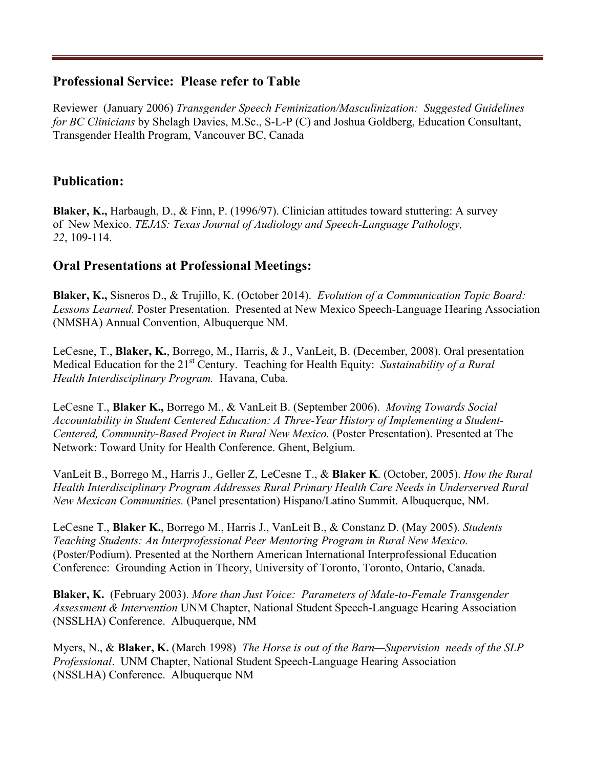## Professional Service: Please refer to Table

Reviewer (January 2006) *Transgender Speech Feminization/Masculinization: Suggested Guidelines for BC Clinicians* by Shelagh Davies, M.Sc., S-L-P (C) and Joshua Goldberg, Education Consultant, Transgender Health Program, Vancouver BC, Canada

## Publication:

**Blaker, K.,** Harbaugh, D., & Finn, P. (1996/97). Clinician attitudes toward stuttering: A survey of New Mexico. *TEJAS: Texas Journal of Audiology and Speech-Language Pathology, 22*, 109-114.

## Oral Presentations at Professional Meetings:

**Blaker, K.,** Sisneros D., & Trujillo, K. (October 2014). *Evolution of a Communication Topic Board: Lessons Learned.* Poster Presentation. Presented at New Mexico Speech-Language Hearing Association (NMSHA) Annual Convention, Albuquerque NM.

LeCesne, T., **Blaker, K.**, Borrego, M., Harris, & J., VanLeit, B. (December, 2008). Oral presentation Medical Education for the 21st Century. Teaching for Health Equity: *Sustainability of a Rural Health Interdisciplinary Program.* Havana, Cuba.

LeCesne T., **Blaker K.,** Borrego M., & VanLeit B. (September 2006). *Moving Towards Social Accountability in Student Centered Education: A Three-Year History of Implementing a Student-Centered, Community-Based Project in Rural New Mexico.* (Poster Presentation). Presented at The Network: Toward Unity for Health Conference. Ghent, Belgium.

VanLeit B., Borrego M., Harris J., Geller Z, LeCesne T., & **Blaker K**. (October, 2005). *How the Rural Health Interdisciplinary Program Addresses Rural Primary Health Care Needs in Underserved Rural New Mexican Communities.* (Panel presentation) Hispano/Latino Summit. Albuquerque, NM.

LeCesne T., **Blaker K.**, Borrego M., Harris J., VanLeit B., & Constanz D. (May 2005). *Students Teaching Students: An Interprofessional Peer Mentoring Program in Rural New Mexico.* (Poster/Podium). Presented at the Northern American International Interprofessional Education Conference: Grounding Action in Theory, University of Toronto, Toronto, Ontario, Canada.

**Blaker, K.** (February 2003). *More than Just Voice: Parameters of Male-to-Female Transgender Assessment & Intervention* UNM Chapter, National Student Speech-Language Hearing Association (NSSLHA) Conference. Albuquerque, NM

Myers, N., & **Blaker, K.** (March 1998) *The Horse is out of the Barn—Supervision needs of the SLP Professional*. UNM Chapter, National Student Speech-Language Hearing Association (NSSLHA) Conference. Albuquerque NM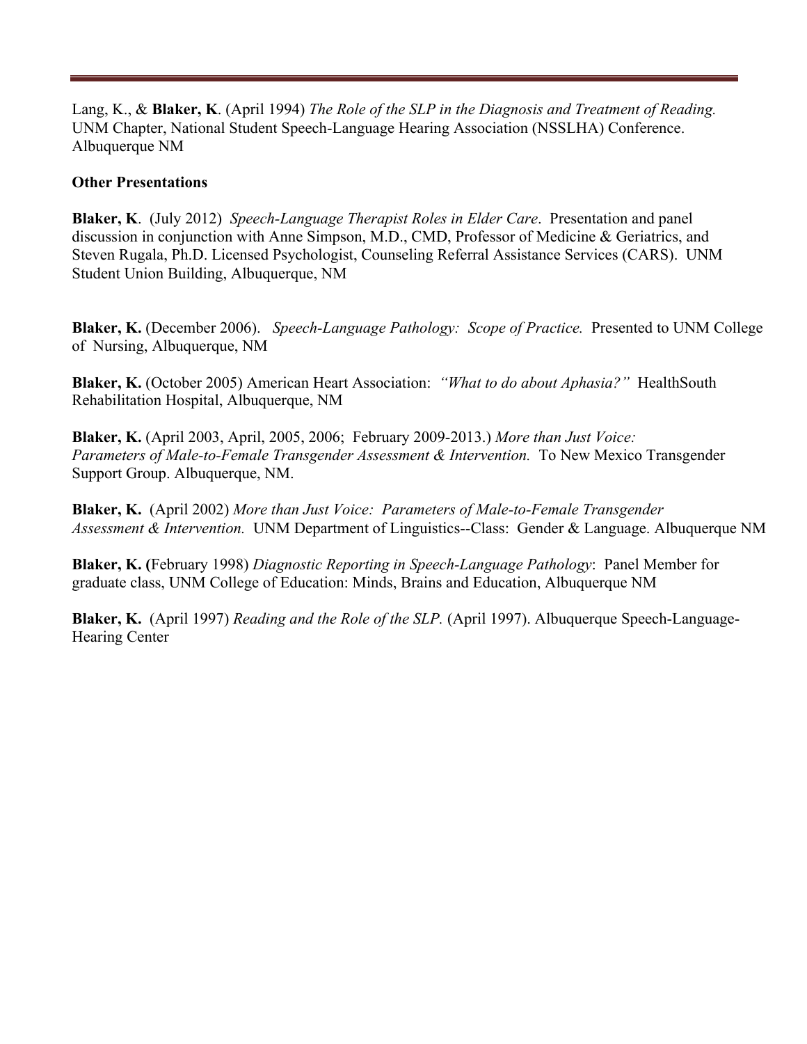Lang, K., & **Blaker, K**. (April 1994) *The Role of the SLP in the Diagnosis and Treatment of Reading.* UNM Chapter, National Student Speech-Language Hearing Association (NSSLHA) Conference. Albuquerque NM

**Other Presentations**

**Blaker, K**. (July 2012) *Speech-Language Therapist Roles in Elder Care*. Presentation and panel discussion in conjunction with Anne Simpson, M.D., CMD, Professor of Medicine & Geriatrics, and Steven Rugala, Ph.D. Licensed Psychologist, Counseling Referral Assistance Services (CARS). UNM Student Union Building, Albuquerque, NM

**Blaker, K.** (December 2006). *Speech-Language Pathology: Scope of Practice.* Presented to UNM College of Nursing, Albuquerque, NM

**Blaker, K.** (October 2005) American Heart Association: *"What to do about Aphasia?"* HealthSouth Rehabilitation Hospital, Albuquerque, NM

**Blaker, K.** (April 2003, April, 2005, 2006; February 2009-2013.) *More than Just Voice: Parameters of Male-to-Female Transgender Assessment & Intervention.* To New Mexico Transgender Support Group. Albuquerque, NM.

**Blaker, K.** (April 2002) *More than Just Voice: Parameters of Male-to-Female Transgender Assessment & Intervention.* UNM Department of Linguistics--Class: Gender & Language. Albuquerque NM

**Blaker, K. (**February 1998) *Diagnostic Reporting in Speech-Language Pathology*: Panel Member for graduate class, UNM College of Education: Minds, Brains and Education, Albuquerque NM

**Blaker, K.** (April 1997) *Reading and the Role of the SLP.* (April 1997). Albuquerque Speech-Language-Hearing Center